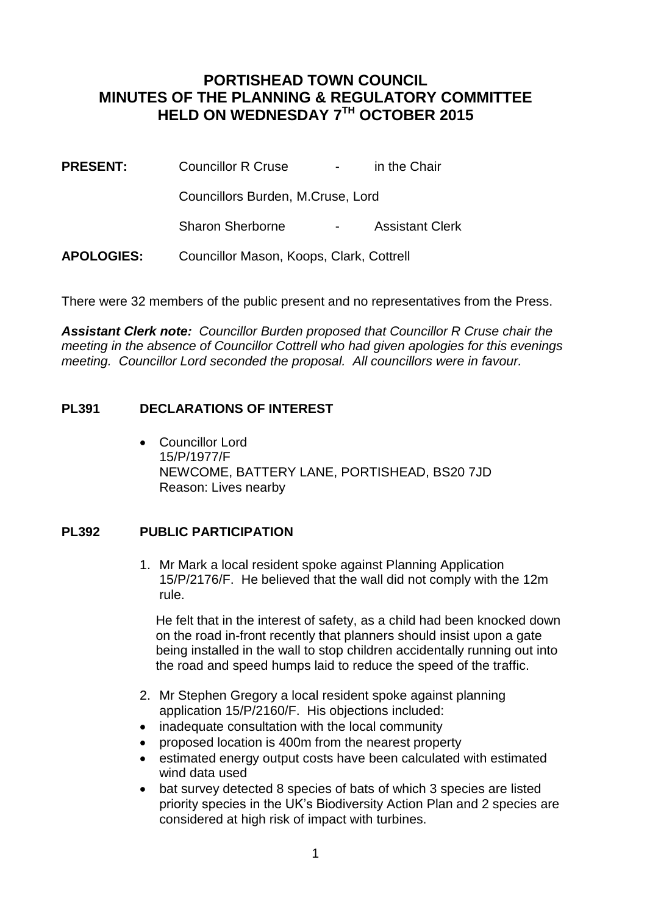# PORTISHEAD TOWN COUNCIL
# MINUTES OF THE PLANNING & REGULATORY COMMITTEE
# HELD ON WEDNESDAY 7TH OCTOBER 2015

| | | | |
|---|---|---|---|
| **PRESENT:** | Councillor R Cruse | - | in the Chair |
| | Councillors Burden, M.Cruse, Lord | | |
| | Sharon Sherborne | - | Assistant Clerk |
| **APOLOGIES:** | Councillor Mason, Koops, Clark, Cottrell | | |

There were 32 members of the public present and no representatives from the Press.

***Assistant Clerk note:*** *Councillor Burden proposed that Councillor R Cruse chair the meeting in the absence of Councillor Cottrell who had given apologies for this evenings meeting. Councillor Lord seconded the proposal. All councillors were in favour.*

## PL391 DECLARATIONS OF INTEREST

- Councillor Lord
  15/P/1977/F
  NEWCOME, BATTERY LANE, PORTISHEAD, BS20 7JD
  Reason: Lives nearby

## PL392 PUBLIC PARTICIPATION

1. Mr Mark a local resident spoke against Planning Application 15/P/2176/F. He believed that the wall did not comply with the 12m rule.

   He felt that in the interest of safety, as a child had been knocked down on the road in-front recently that planners should insist upon a gate being installed in the wall to stop children accidentally running out into the road and speed humps laid to reduce the speed of the traffic.

2. Mr Stephen Gregory a local resident spoke against planning application 15/P/2160/F. His objections included:

- inadequate consultation with the local community
- proposed location is 400m from the nearest property
- estimated energy output costs have been calculated with estimated wind data used
- bat survey detected 8 species of bats of which 3 species are listed priority species in the UK's Biodiversity Action Plan and 2 species are considered at high risk of impact with turbines.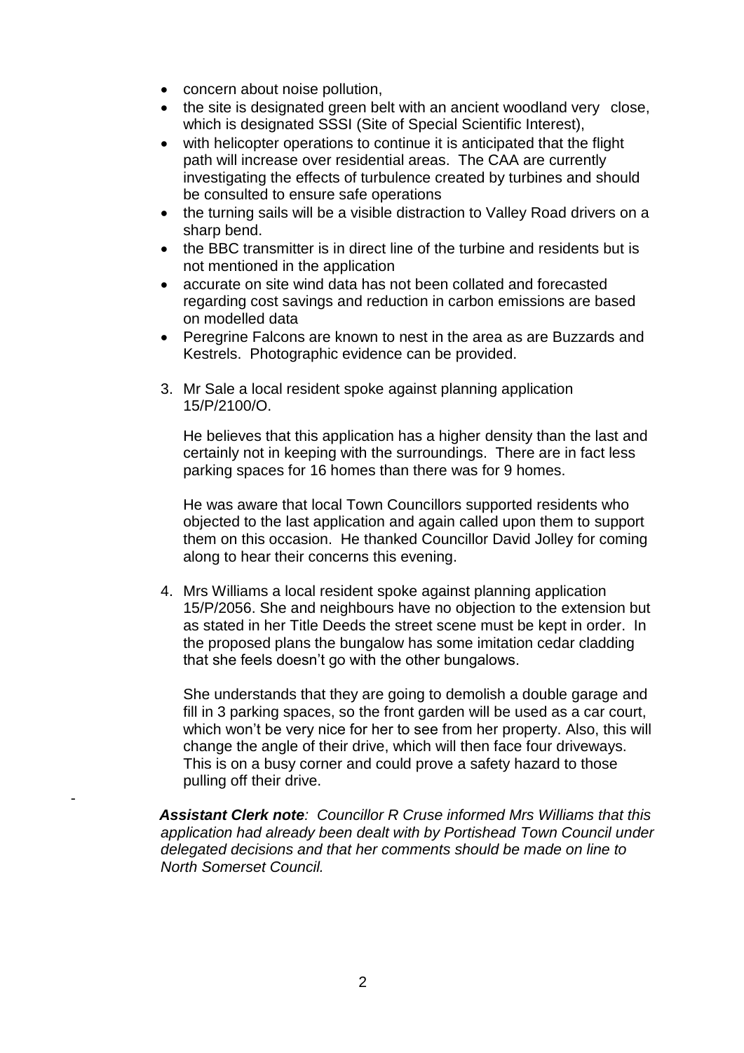- concern about noise pollution,
- the site is designated green belt with an ancient woodland very close, which is designated SSSI (Site of Special Scientific Interest),
- with helicopter operations to continue it is anticipated that the flight path will increase over residential areas. The CAA are currently investigating the effects of turbulence created by turbines and should be consulted to ensure safe operations
- the turning sails will be a visible distraction to Valley Road drivers on a sharp bend.
- the BBC transmitter is in direct line of the turbine and residents but is not mentioned in the application
- accurate on site wind data has not been collated and forecasted regarding cost savings and reduction in carbon emissions are based on modelled data
- Peregrine Falcons are known to nest in the area as are Buzzards and Kestrels. Photographic evidence can be provided.

3. Mr Sale a local resident spoke against planning application 15/P/2100/O.

   He believes that this application has a higher density than the last and certainly not in keeping with the surroundings. There are in fact less parking spaces for 16 homes than there was for 9 homes.

   He was aware that local Town Councillors supported residents who objected to the last application and again called upon them to support them on this occasion. He thanked Councillor David Jolley for coming along to hear their concerns this evening.

4. Mrs Williams a local resident spoke against planning application 15/P/2056. She and neighbours have no objection to the extension but as stated in her Title Deeds the street scene must be kept in order. In the proposed plans the bungalow has some imitation cedar cladding that she feels doesn't go with the other bungalows.

   She understands that they are going to demolish a double garage and fill in 3 parking spaces, so the front garden will be used as a car court, which won't be very nice for her to see from her property. Also, this will change the angle of their drive, which will then face four driveways. This is on a busy corner and could prove a safety hazard to those pulling off their drive.

***Assistant Clerk note**: Councillor R Cruse informed Mrs Williams that this application had already been dealt with by Portishead Town Council under delegated decisions and that her comments should be made on line to North Somerset Council.*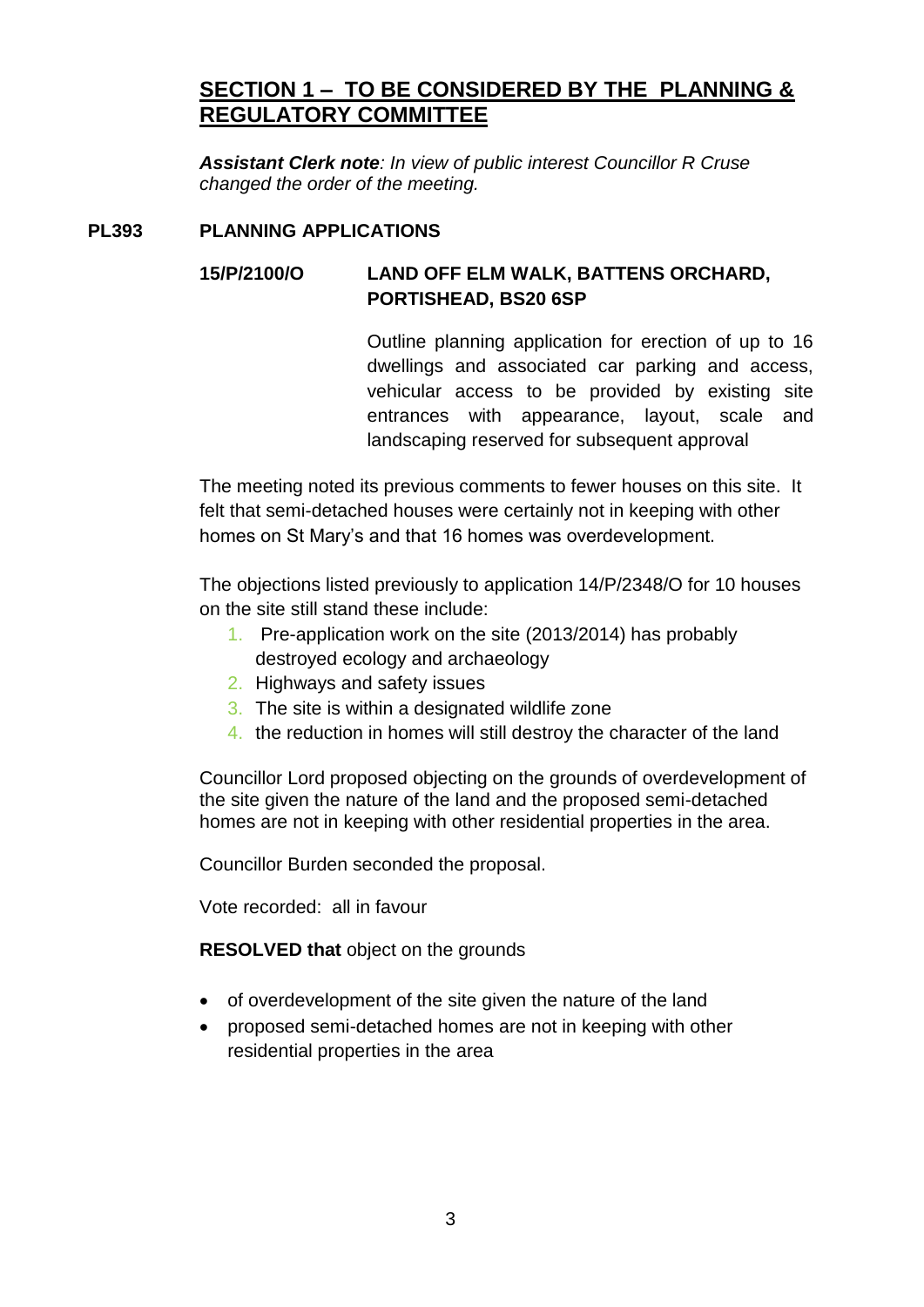## SECTION 1 – TO BE CONSIDERED BY THE PLANNING & REGULATORY COMMITTEE

***Assistant Clerk note**: In view of public interest Councillor R Cruse changed the order of the meeting.*

### PL393 PLANNING APPLICATIONS

**15/P/2100/O LAND OFF ELM WALK, BATTENS ORCHARD, PORTISHEAD, BS20 6SP**

Outline planning application for erection of up to 16 dwellings and associated car parking and access, vehicular access to be provided by existing site entrances with appearance, layout, scale and landscaping reserved for subsequent approval

The meeting noted its previous comments to fewer houses on this site. It felt that semi-detached houses were certainly not in keeping with other homes on St Mary's and that 16 homes was overdevelopment.

The objections listed previously to application 14/P/2348/O for 10 houses on the site still stand these include:

1. Pre-application work on the site (2013/2014) has probably destroyed ecology and archaeology
2. Highways and safety issues
3. The site is within a designated wildlife zone
4. the reduction in homes will still destroy the character of the land

Councillor Lord proposed objecting on the grounds of overdevelopment of the site given the nature of the land and the proposed semi-detached homes are not in keeping with other residential properties in the area.

Councillor Burden seconded the proposal.

Vote recorded: all in favour

**RESOLVED that** object on the grounds

- of overdevelopment of the site given the nature of the land
- proposed semi-detached homes are not in keeping with other residential properties in the area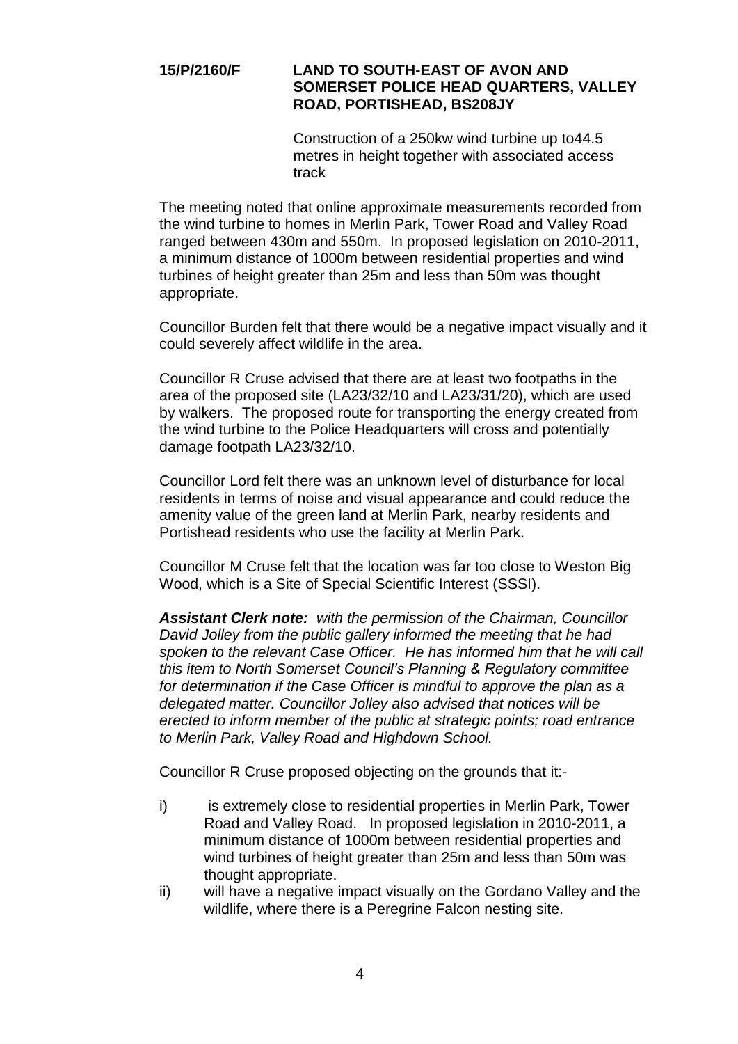**15/P/2160/F** **LAND TO SOUTH-EAST OF AVON AND SOMERSET POLICE HEAD QUARTERS, VALLEY ROAD, PORTISHEAD, BS208JY**

Construction of a 250kw wind turbine up to44.5 metres in height together with associated access track

The meeting noted that online approximate measurements recorded from the wind turbine to homes in Merlin Park, Tower Road and Valley Road ranged between 430m and 550m. In proposed legislation on 2010-2011, a minimum distance of 1000m between residential properties and wind turbines of height greater than 25m and less than 50m was thought appropriate.

Councillor Burden felt that there would be a negative impact visually and it could severely affect wildlife in the area.

Councillor R Cruse advised that there are at least two footpaths in the area of the proposed site (LA23/32/10 and LA23/31/20), which are used by walkers. The proposed route for transporting the energy created from the wind turbine to the Police Headquarters will cross and potentially damage footpath LA23/32/10.

Councillor Lord felt there was an unknown level of disturbance for local residents in terms of noise and visual appearance and could reduce the amenity value of the green land at Merlin Park, nearby residents and Portishead residents who use the facility at Merlin Park.

Councillor M Cruse felt that the location was far too close to Weston Big Wood, which is a Site of Special Scientific Interest (SSSI).

***Assistant Clerk note:*** *with the permission of the Chairman, Councillor David Jolley from the public gallery informed the meeting that he had spoken to the relevant Case Officer. He has informed him that he will call this item to North Somerset Council's Planning & Regulatory committee for determination if the Case Officer is mindful to approve the plan as a delegated matter. Councillor Jolley also advised that notices will be erected to inform member of the public at strategic points; road entrance to Merlin Park, Valley Road and Highdown School.*

Councillor R Cruse proposed objecting on the grounds that it:-

- i) is extremely close to residential properties in Merlin Park, Tower Road and Valley Road. In proposed legislation in 2010-2011, a minimum distance of 1000m between residential properties and wind turbines of height greater than 25m and less than 50m was thought appropriate.
- ii) will have a negative impact visually on the Gordano Valley and the wildlife, where there is a Peregrine Falcon nesting site.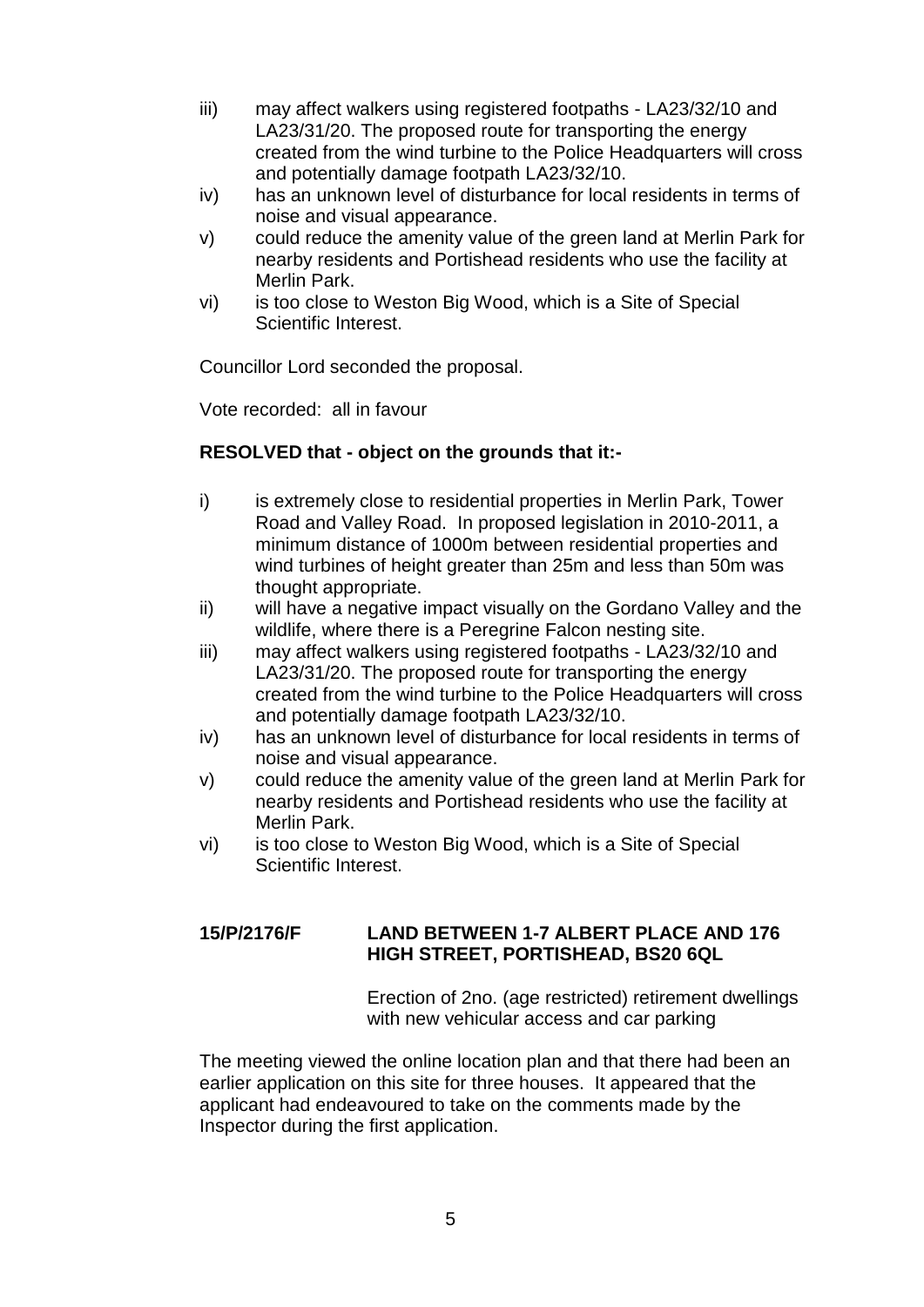iii) may affect walkers using registered footpaths - LA23/32/10 and LA23/31/20. The proposed route for transporting the energy created from the wind turbine to the Police Headquarters will cross and potentially damage footpath LA23/32/10.

iv) has an unknown level of disturbance for local residents in terms of noise and visual appearance.

v) could reduce the amenity value of the green land at Merlin Park for nearby residents and Portishead residents who use the facility at Merlin Park.

vi) is too close to Weston Big Wood, which is a Site of Special Scientific Interest.

Councillor Lord seconded the proposal.

Vote recorded: all in favour

**RESOLVED that - object on the grounds that it:-**

i) is extremely close to residential properties in Merlin Park, Tower Road and Valley Road. In proposed legislation in 2010-2011, a minimum distance of 1000m between residential properties and wind turbines of height greater than 25m and less than 50m was thought appropriate.

ii) will have a negative impact visually on the Gordano Valley and the wildlife, where there is a Peregrine Falcon nesting site.

iii) may affect walkers using registered footpaths - LA23/32/10 and LA23/31/20. The proposed route for transporting the energy created from the wind turbine to the Police Headquarters will cross and potentially damage footpath LA23/32/10.

iv) has an unknown level of disturbance for local residents in terms of noise and visual appearance.

v) could reduce the amenity value of the green land at Merlin Park for nearby residents and Portishead residents who use the facility at Merlin Park.

vi) is too close to Weston Big Wood, which is a Site of Special Scientific Interest.

**15/P/2176/F LAND BETWEEN 1-7 ALBERT PLACE AND 176 HIGH STREET, PORTISHEAD, BS20 6QL**

Erection of 2no. (age restricted) retirement dwellings with new vehicular access and car parking

The meeting viewed the online location plan and that there had been an earlier application on this site for three houses. It appeared that the applicant had endeavoured to take on the comments made by the Inspector during the first application.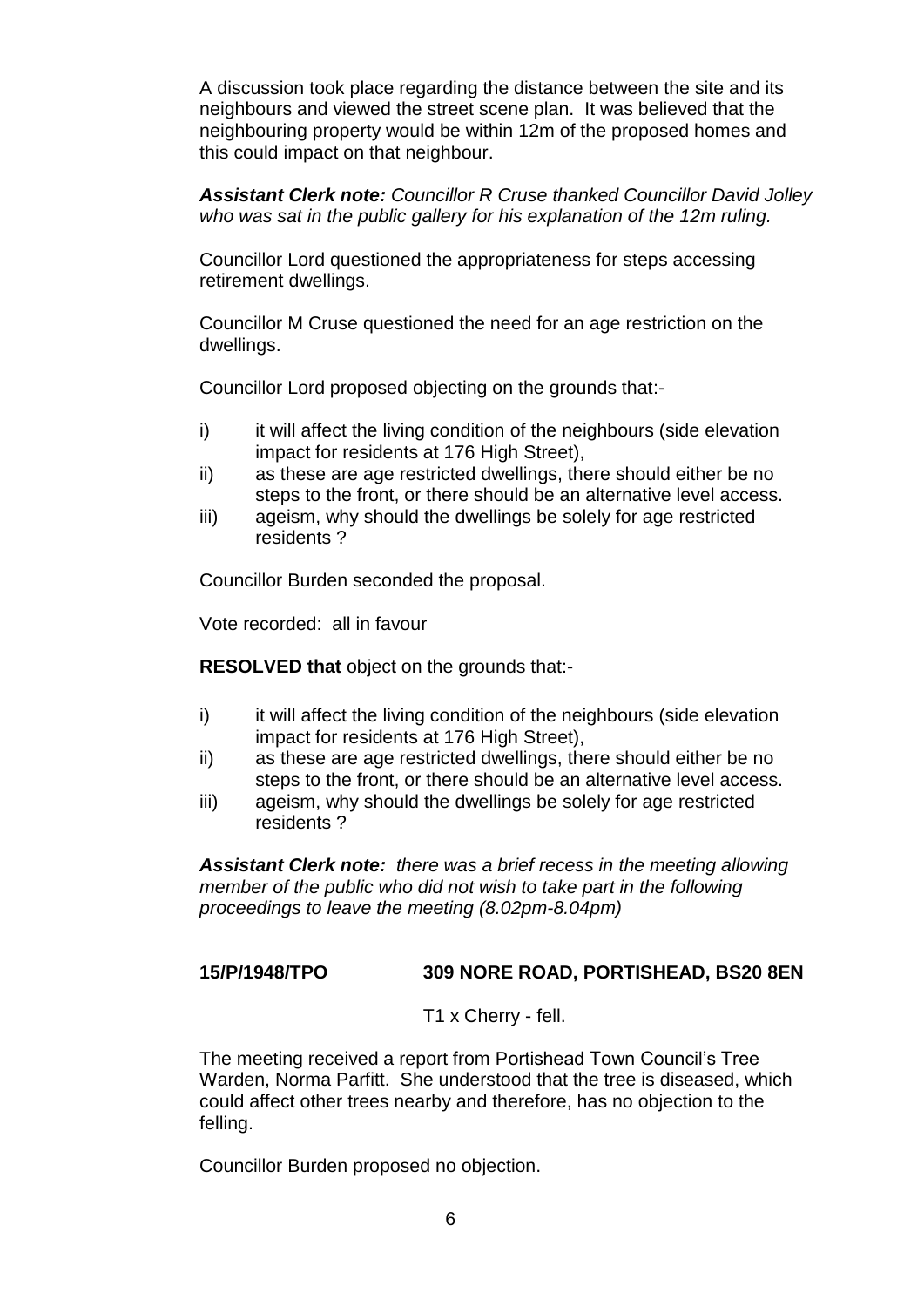A discussion took place regarding the distance between the site and its neighbours and viewed the street scene plan. It was believed that the neighbouring property would be within 12m of the proposed homes and this could impact on that neighbour.

***Assistant Clerk note:*** *Councillor R Cruse thanked Councillor David Jolley who was sat in the public gallery for his explanation of the 12m ruling.*

Councillor Lord questioned the appropriateness for steps accessing retirement dwellings.

Councillor M Cruse questioned the need for an age restriction on the dwellings.

Councillor Lord proposed objecting on the grounds that:-

i) it will affect the living condition of the neighbours (side elevation impact for residents at 176 High Street),
ii) as these are age restricted dwellings, there should either be no steps to the front, or there should be an alternative level access.
iii) ageism, why should the dwellings be solely for age restricted residents ?

Councillor Burden seconded the proposal.

Vote recorded: all in favour

**RESOLVED that** object on the grounds that:-

i) it will affect the living condition of the neighbours (side elevation impact for residents at 176 High Street),
ii) as these are age restricted dwellings, there should either be no steps to the front, or there should be an alternative level access.
iii) ageism, why should the dwellings be solely for age restricted residents ?

***Assistant Clerk note:*** *there was a brief recess in the meeting allowing member of the public who did not wish to take part in the following proceedings to leave the meeting (8.02pm-8.04pm)*

**15/P/1948/TPO 309 NORE ROAD, PORTISHEAD, BS20 8EN**

T1 x Cherry - fell.

The meeting received a report from Portishead Town Council's Tree Warden, Norma Parfitt. She understood that the tree is diseased, which could affect other trees nearby and therefore, has no objection to the felling.

Councillor Burden proposed no objection.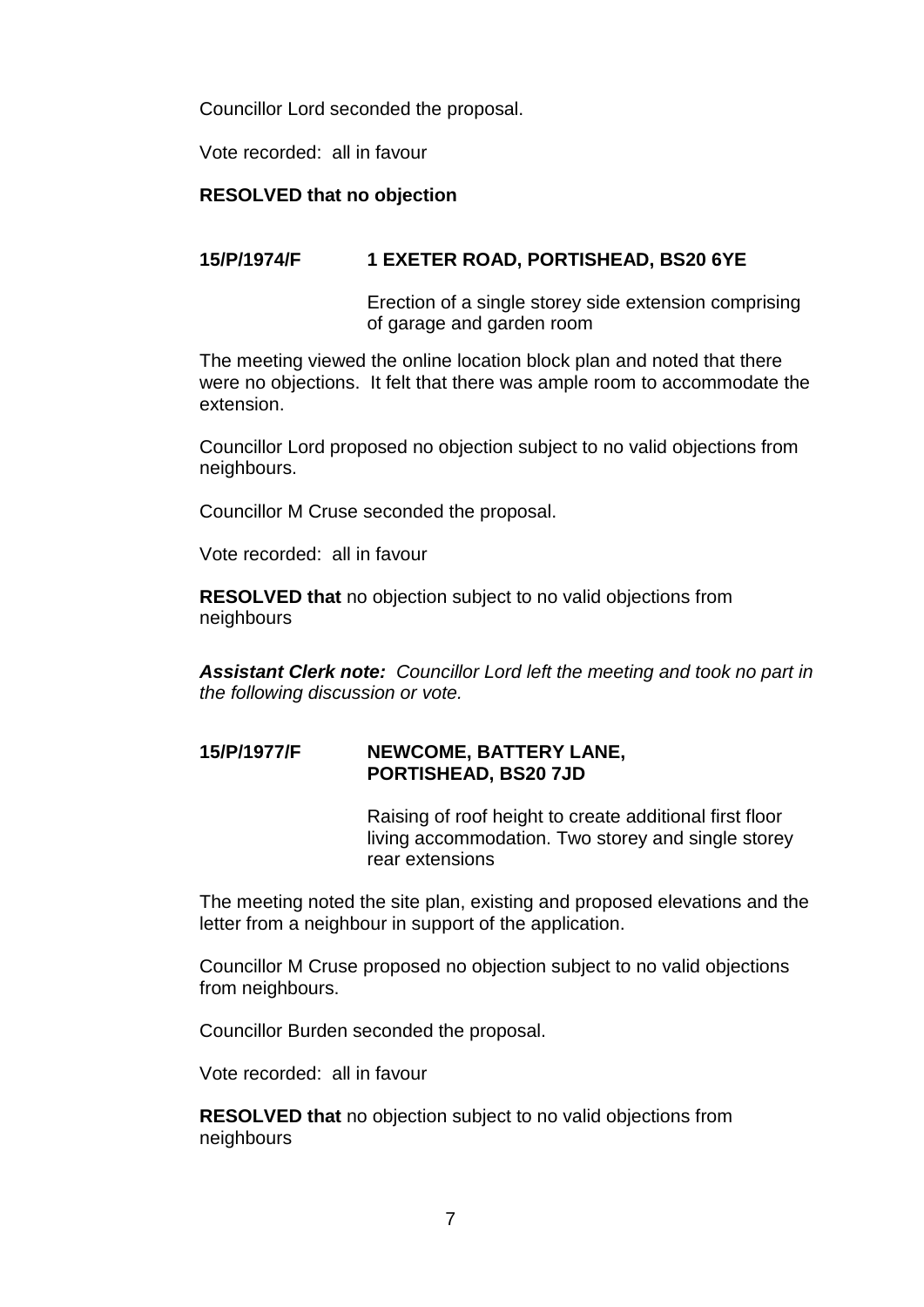Councillor Lord seconded the proposal.

Vote recorded: all in favour

**RESOLVED that no objection**

**15/P/1974/F 1 EXETER ROAD, PORTISHEAD, BS20 6YE**

Erection of a single storey side extension comprising of garage and garden room

The meeting viewed the online location block plan and noted that there were no objections. It felt that there was ample room to accommodate the extension.

Councillor Lord proposed no objection subject to no valid objections from neighbours.

Councillor M Cruse seconded the proposal.

Vote recorded: all in favour

**RESOLVED that** no objection subject to no valid objections from neighbours

***Assistant Clerk note:*** *Councillor Lord left the meeting and took no part in the following discussion or vote.*

**15/P/1977/F NEWCOME, BATTERY LANE, PORTISHEAD, BS20 7JD**

Raising of roof height to create additional first floor living accommodation. Two storey and single storey rear extensions

The meeting noted the site plan, existing and proposed elevations and the letter from a neighbour in support of the application.

Councillor M Cruse proposed no objection subject to no valid objections from neighbours.

Councillor Burden seconded the proposal.

Vote recorded: all in favour

**RESOLVED that** no objection subject to no valid objections from neighbours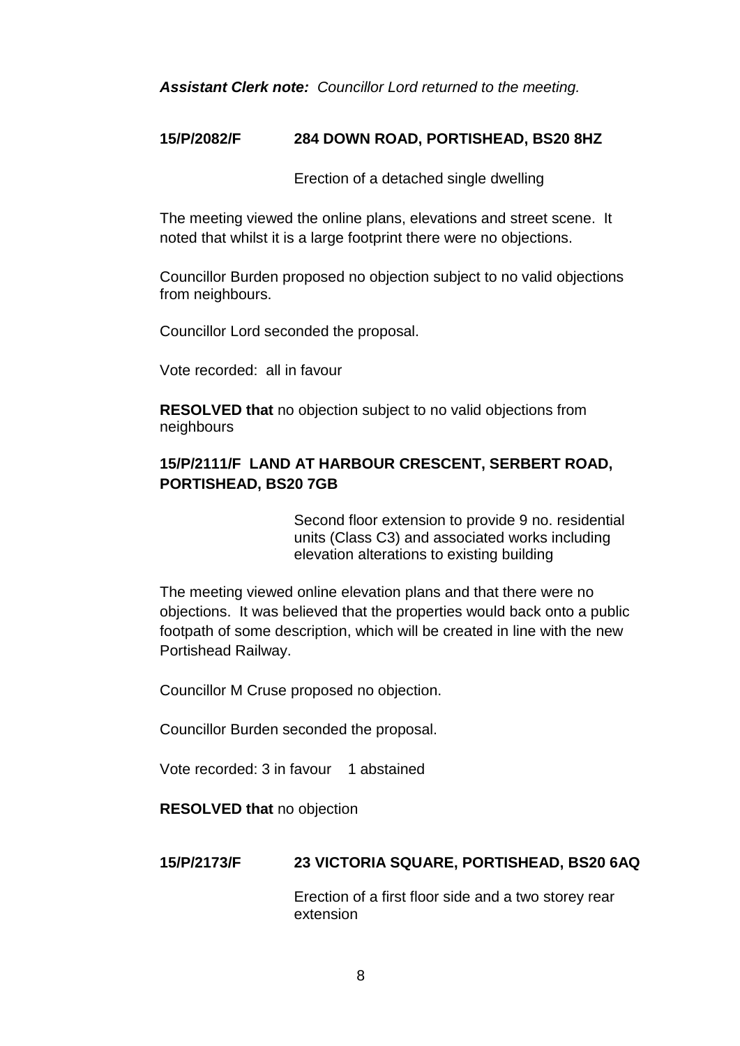***Assistant Clerk note:*** *Councillor Lord returned to the meeting.*

**15/P/2082/F 284 DOWN ROAD, PORTISHEAD, BS20 8HZ**

Erection of a detached single dwelling

The meeting viewed the online plans, elevations and street scene. It noted that whilst it is a large footprint there were no objections.

Councillor Burden proposed no objection subject to no valid objections from neighbours.

Councillor Lord seconded the proposal.

Vote recorded: all in favour

**RESOLVED that** no objection subject to no valid objections from neighbours

**15/P/2111/F LAND AT HARBOUR CRESCENT, SERBERT ROAD, PORTISHEAD, BS20 7GB**

Second floor extension to provide 9 no. residential units (Class C3) and associated works including elevation alterations to existing building

The meeting viewed online elevation plans and that there were no objections. It was believed that the properties would back onto a public footpath of some description, which will be created in line with the new Portishead Railway.

Councillor M Cruse proposed no objection.

Councillor Burden seconded the proposal.

Vote recorded: 3 in favour 1 abstained

**RESOLVED that** no objection

**15/P/2173/F 23 VICTORIA SQUARE, PORTISHEAD, BS20 6AQ**

Erection of a first floor side and a two storey rear extension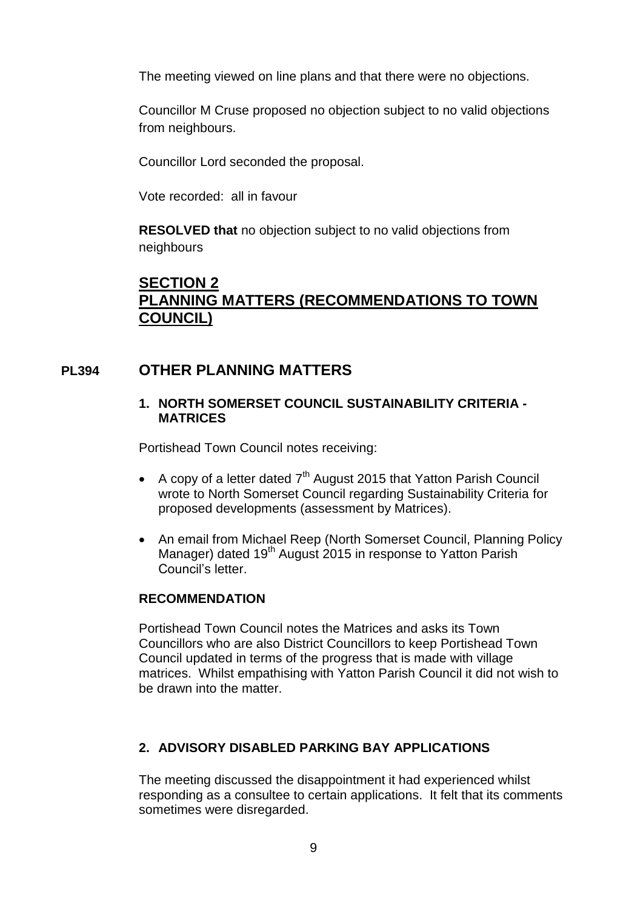The meeting viewed on line plans and that there were no objections.

Councillor M Cruse proposed no objection subject to no valid objections from neighbours.

Councillor Lord seconded the proposal.

Vote recorded: all in favour

**RESOLVED that** no objection subject to no valid objections from neighbours

## SECTION 2
## PLANNING MATTERS (RECOMMENDATIONS TO TOWN COUNCIL)

## PL394 OTHER PLANNING MATTERS

### 1. NORTH SOMERSET COUNCIL SUSTAINABILITY CRITERIA - MATRICES

Portishead Town Council notes receiving:

- A copy of a letter dated 7th August 2015 that Yatton Parish Council wrote to North Somerset Council regarding Sustainability Criteria for proposed developments (assessment by Matrices).
- An email from Michael Reep (North Somerset Council, Planning Policy Manager) dated 19th August 2015 in response to Yatton Parish Council's letter.

**RECOMMENDATION**

Portishead Town Council notes the Matrices and asks its Town Councillors who are also District Councillors to keep Portishead Town Council updated in terms of the progress that is made with village matrices. Whilst empathising with Yatton Parish Council it did not wish to be drawn into the matter.

### 2. ADVISORY DISABLED PARKING BAY APPLICATIONS

The meeting discussed the disappointment it had experienced whilst responding as a consultee to certain applications. It felt that its comments sometimes were disregarded.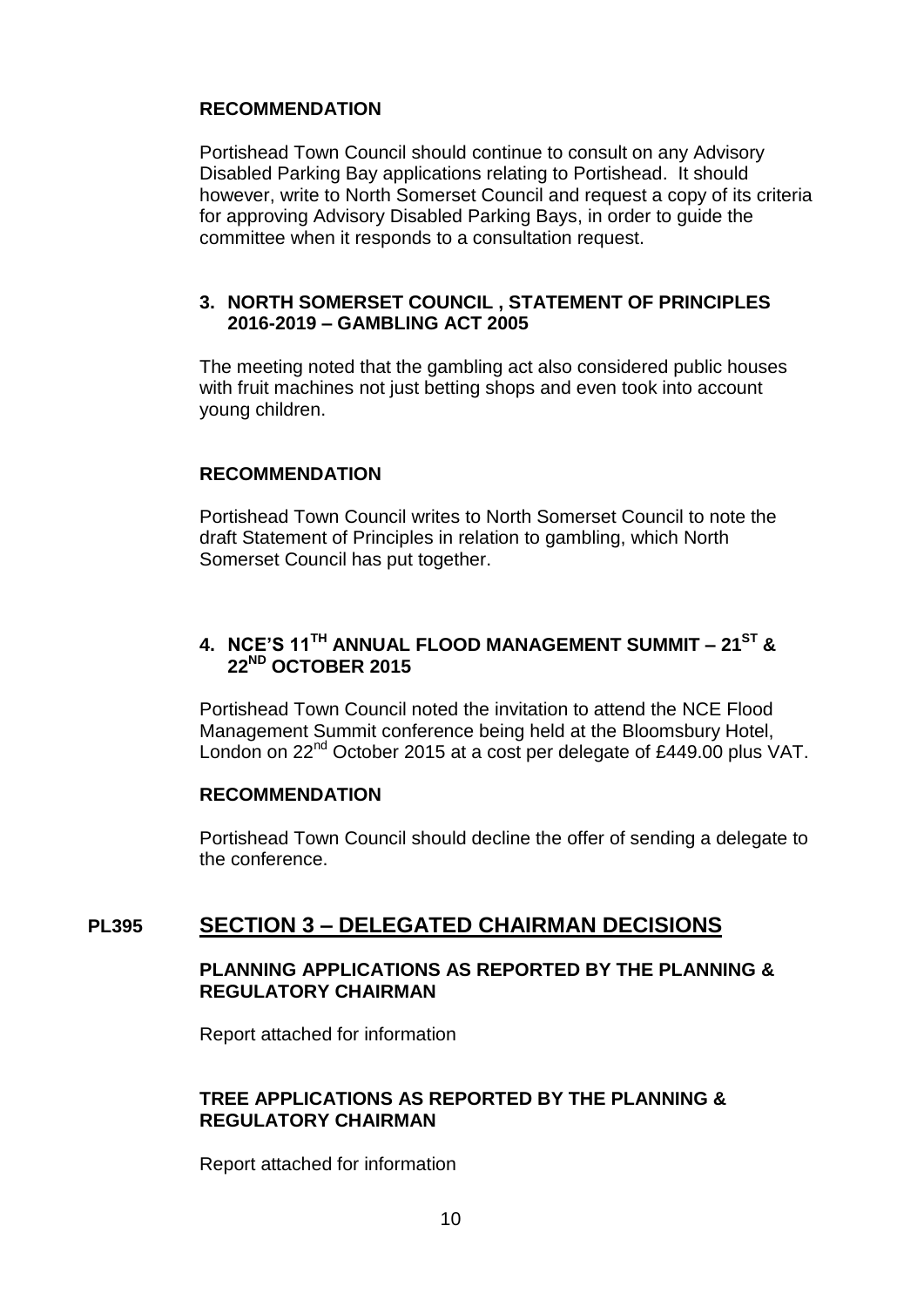**RECOMMENDATION**

Portishead Town Council should continue to consult on any Advisory Disabled Parking Bay applications relating to Portishead. It should however, write to North Somerset Council and request a copy of its criteria for approving Advisory Disabled Parking Bays, in order to guide the committee when it responds to a consultation request.

### 3. NORTH SOMERSET COUNCIL , STATEMENT OF PRINCIPLES 2016-2019 – GAMBLING ACT 2005

The meeting noted that the gambling act also considered public houses with fruit machines not just betting shops and even took into account young children.

**RECOMMENDATION**

Portishead Town Council writes to North Somerset Council to note the draft Statement of Principles in relation to gambling, which North Somerset Council has put together.

### 4. NCE'S 11TH ANNUAL FLOOD MANAGEMENT SUMMIT – 21ST & 22ND OCTOBER 2015

Portishead Town Council noted the invitation to attend the NCE Flood Management Summit conference being held at the Bloomsbury Hotel, London on 22nd October 2015 at a cost per delegate of £449.00 plus VAT.

**RECOMMENDATION**

Portishead Town Council should decline the offer of sending a delegate to the conference.

## PL395 SECTION 3 – DELEGATED CHAIRMAN DECISIONS

**PLANNING APPLICATIONS AS REPORTED BY THE PLANNING & REGULATORY CHAIRMAN**

Report attached for information

**TREE APPLICATIONS AS REPORTED BY THE PLANNING & REGULATORY CHAIRMAN**

Report attached for information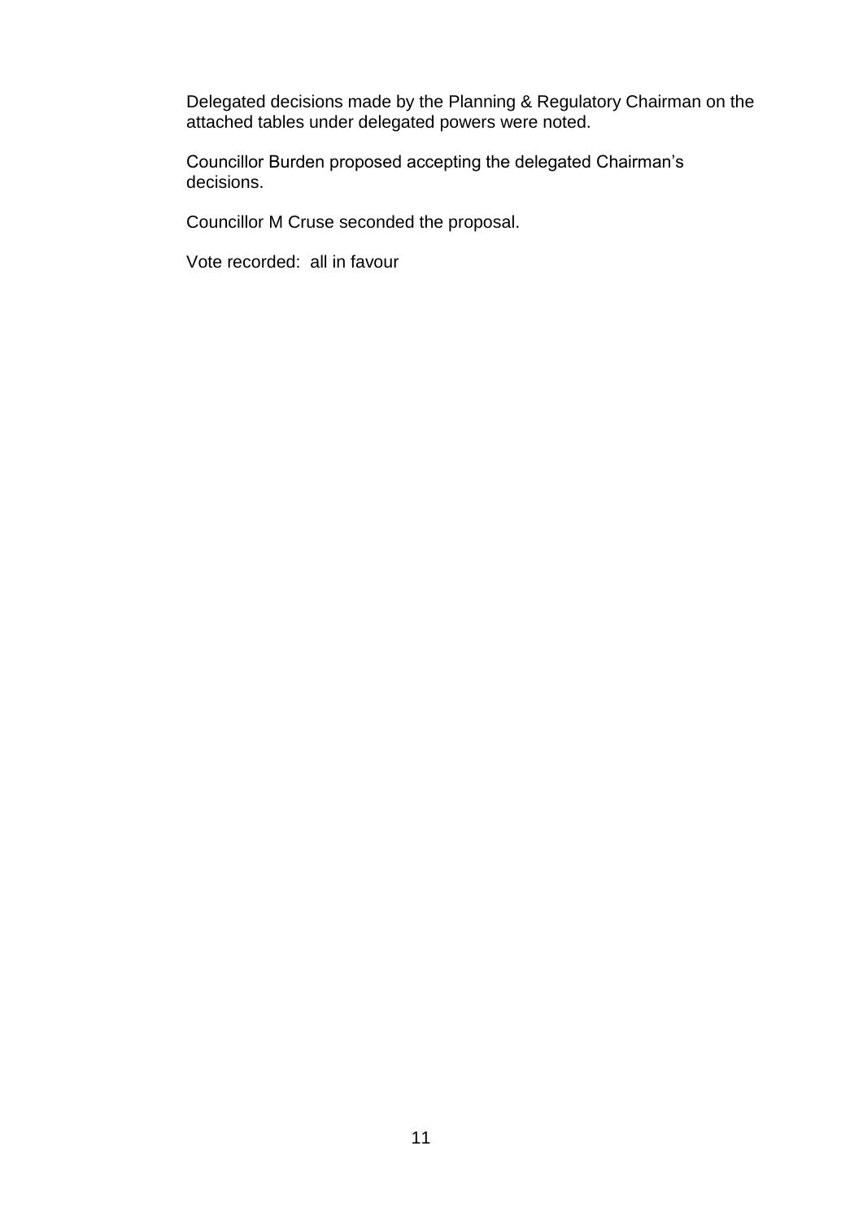Delegated decisions made by the Planning & Regulatory Chairman on the attached tables under delegated powers were noted.

Councillor Burden proposed accepting the delegated Chairman's decisions.

Councillor M Cruse seconded the proposal.

Vote recorded: all in favour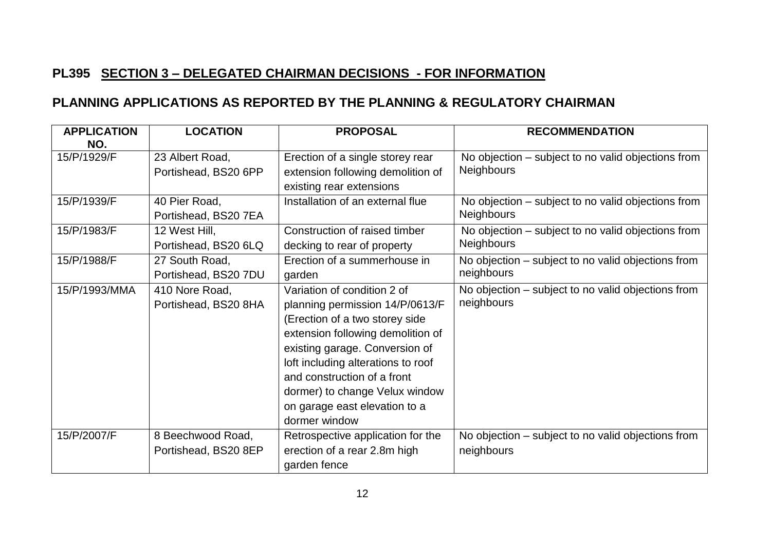## PL395 SECTION 3 – DELEGATED CHAIRMAN DECISIONS - FOR INFORMATION

## PLANNING APPLICATIONS AS REPORTED BY THE PLANNING & REGULATORY CHAIRMAN

| APPLICATION NO. | LOCATION | PROPOSAL | RECOMMENDATION |
|---|---|---|---|
| 15/P/1929/F | 23 Albert Road, Portishead, BS20 6PP | Erection of a single storey rear extension following demolition of existing rear extensions | No objection – subject to no valid objections from Neighbours |
| 15/P/1939/F | 40 Pier Road, Portishead, BS20 7EA | Installation of an external flue | No objection – subject to no valid objections from Neighbours |
| 15/P/1983/F | 12 West Hill, Portishead, BS20 6LQ | Construction of raised timber decking to rear of property | No objection – subject to no valid objections from Neighbours |
| 15/P/1988/F | 27 South Road, Portishead, BS20 7DU | Erection of a summerhouse in garden | No objection – subject to no valid objections from neighbours |
| 15/P/1993/MMA | 410 Nore Road, Portishead, BS20 8HA | Variation of condition 2 of planning permission 14/P/0613/F (Erection of a two storey side extension following demolition of existing garage. Conversion of loft including alterations to roof and construction of a front dormer) to change Velux window on garage east elevation to a dormer window | No objection – subject to no valid objections from neighbours |
| 15/P/2007/F | 8 Beechwood Road, Portishead, BS20 8EP | Retrospective application for the erection of a rear 2.8m high garden fence | No objection – subject to no valid objections from neighbours |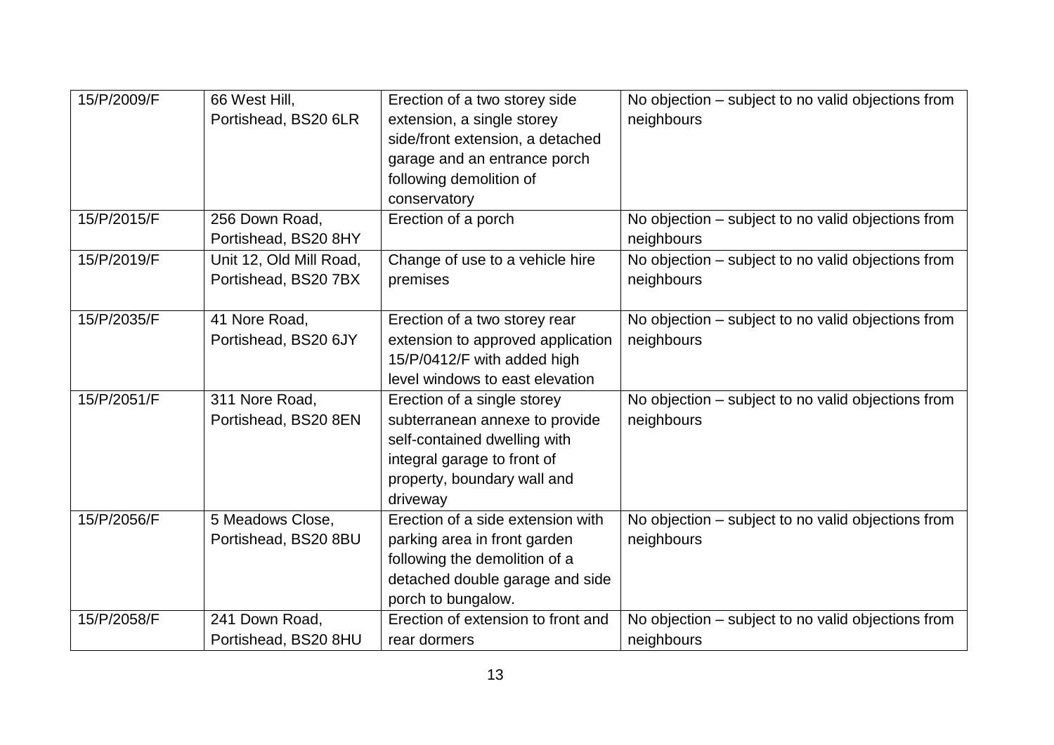| | | | |
|---|---|---|---|
| 15/P/2009/F | 66 West Hill, Portishead, BS20 6LR | Erection of a two storey side extension, a single storey side/front extension, a detached garage and an entrance porch following demolition of conservatory | No objection – subject to no valid objections from neighbours |
| 15/P/2015/F | 256 Down Road, Portishead, BS20 8HY | Erection of a porch | No objection – subject to no valid objections from neighbours |
| 15/P/2019/F | Unit 12, Old Mill Road, Portishead, BS20 7BX | Change of use to a vehicle hire premises | No objection – subject to no valid objections from neighbours |
| 15/P/2035/F | 41 Nore Road, Portishead, BS20 6JY | Erection of a two storey rear extension to approved application 15/P/0412/F with added high level windows to east elevation | No objection – subject to no valid objections from neighbours |
| 15/P/2051/F | 311 Nore Road, Portishead, BS20 8EN | Erection of a single storey subterranean annexe to provide self-contained dwelling with integral garage to front of property, boundary wall and driveway | No objection – subject to no valid objections from neighbours |
| 15/P/2056/F | 5 Meadows Close, Portishead, BS20 8BU | Erection of a side extension with parking area in front garden following the demolition of a detached double garage and side porch to bungalow. | No objection – subject to no valid objections from neighbours |
| 15/P/2058/F | 241 Down Road, Portishead, BS20 8HU | Erection of extension to front and rear dormers | No objection – subject to no valid objections from neighbours |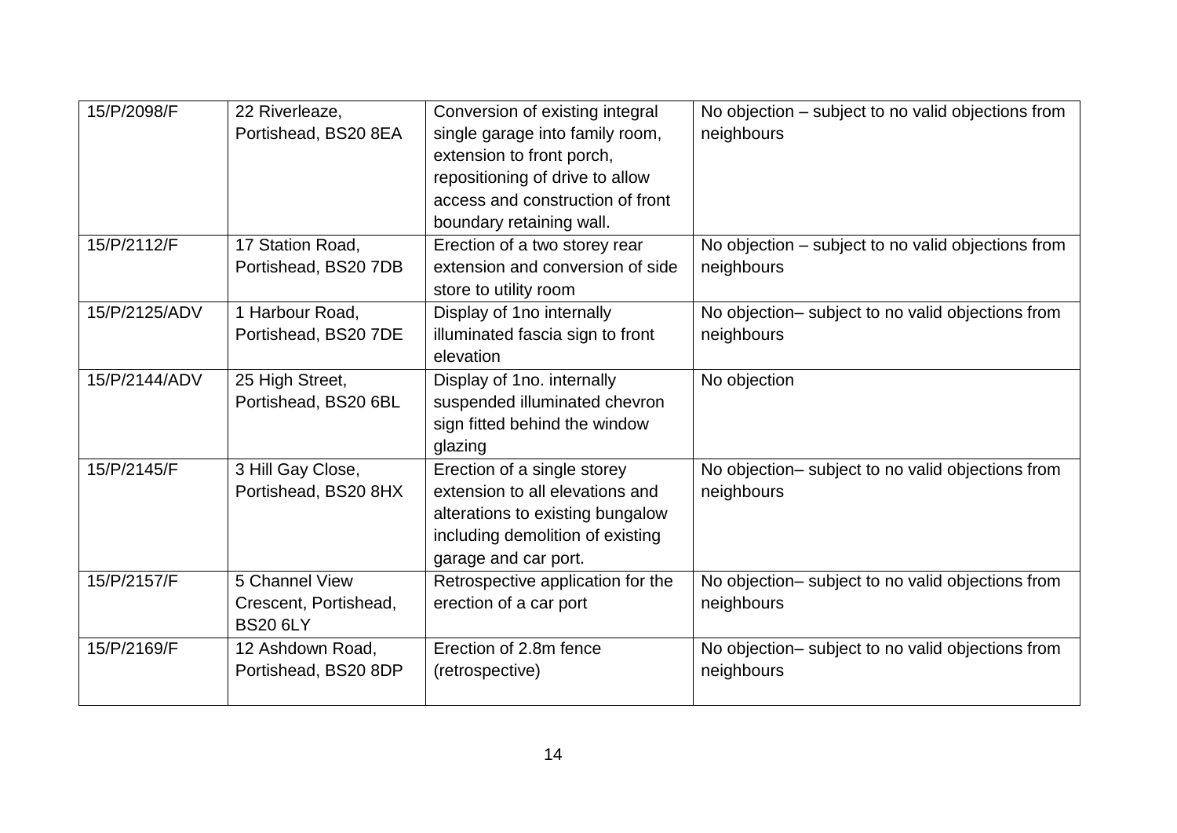| 15/P/2098/F | 22 Riverleaze, Portishead, BS20 8EA | Conversion of existing integral single garage into family room, extension to front porch, repositioning of drive to allow access and construction of front boundary retaining wall. | No objection – subject to no valid objections from neighbours |
|---|---|---|---|
| 15/P/2112/F | 17 Station Road, Portishead, BS20 7DB | Erection of a two storey rear extension and conversion of side store to utility room | No objection – subject to no valid objections from neighbours |
| 15/P/2125/ADV | 1 Harbour Road, Portishead, BS20 7DE | Display of 1no internally illuminated fascia sign to front elevation | No objection– subject to no valid objections from neighbours |
| 15/P/2144/ADV | 25 High Street, Portishead, BS20 6BL | Display of 1no. internally suspended illuminated chevron sign fitted behind the window glazing | No objection |
| 15/P/2145/F | 3 Hill Gay Close, Portishead, BS20 8HX | Erection of a single storey extension to all elevations and alterations to existing bungalow including demolition of existing garage and car port. | No objection– subject to no valid objections from neighbours |
| 15/P/2157/F | 5 Channel View Crescent, Portishead, BS20 6LY | Retrospective application for the erection of a car port | No objection– subject to no valid objections from neighbours |
| 15/P/2169/F | 12 Ashdown Road, Portishead, BS20 8DP | Erection of 2.8m fence (retrospective) | No objection– subject to no valid objections from neighbours |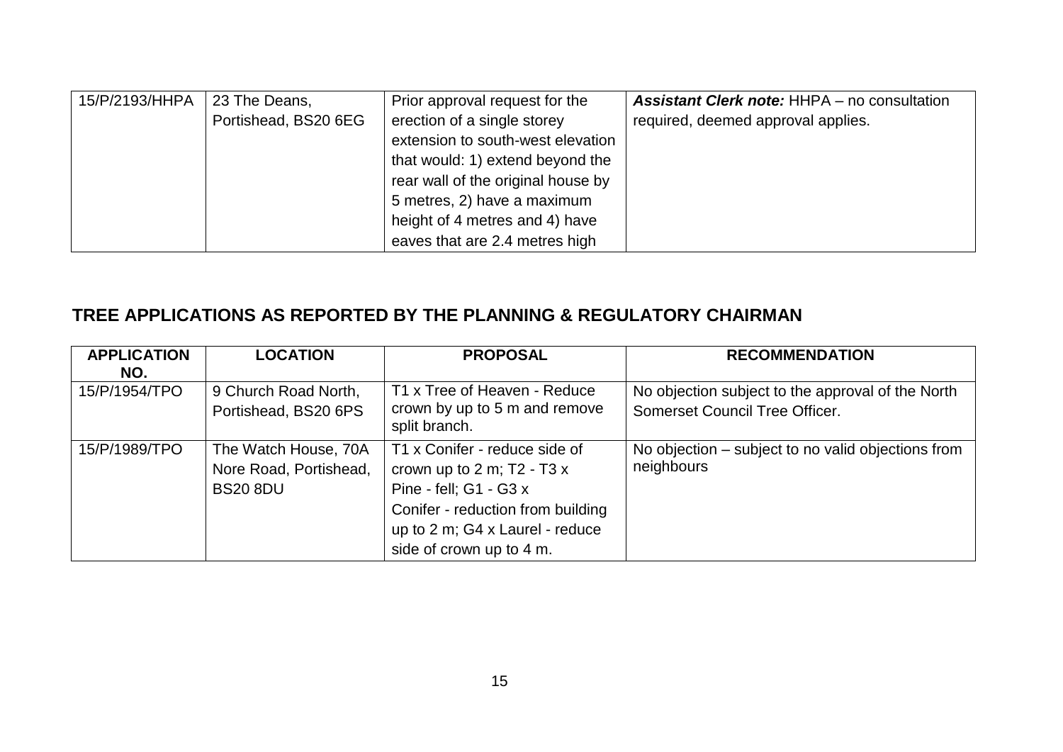| | | | |
|---|---|---|---|
| 15/P/2193/HHPA | 23 The Deans, Portishead, BS20 6EG | Prior approval request for the erection of a single storey extension to south-west elevation that would: 1) extend beyond the rear wall of the original house by 5 metres, 2) have a maximum height of 4 metres and 4) have eaves that are 2.4 metres high | ***Assistant Clerk note:*** HHPA – no consultation required, deemed approval applies. |

## TREE APPLICATIONS AS REPORTED BY THE PLANNING & REGULATORY CHAIRMAN

| APPLICATION NO. | LOCATION | PROPOSAL | RECOMMENDATION |
|---|---|---|---|
| 15/P/1954/TPO | 9 Church Road North, Portishead, BS20 6PS | T1 x Tree of Heaven - Reduce crown by up to 5 m and remove split branch. | No objection subject to the approval of the North Somerset Council Tree Officer. |
| 15/P/1989/TPO | The Watch House, 70A Nore Road, Portishead, BS20 8DU | T1 x Conifer - reduce side of crown up to 2 m; T2 - T3 x Pine - fell; G1 - G3 x Conifer - reduction from building up to 2 m; G4 x Laurel - reduce side of crown up to 4 m. | No objection – subject to no valid objections from neighbours |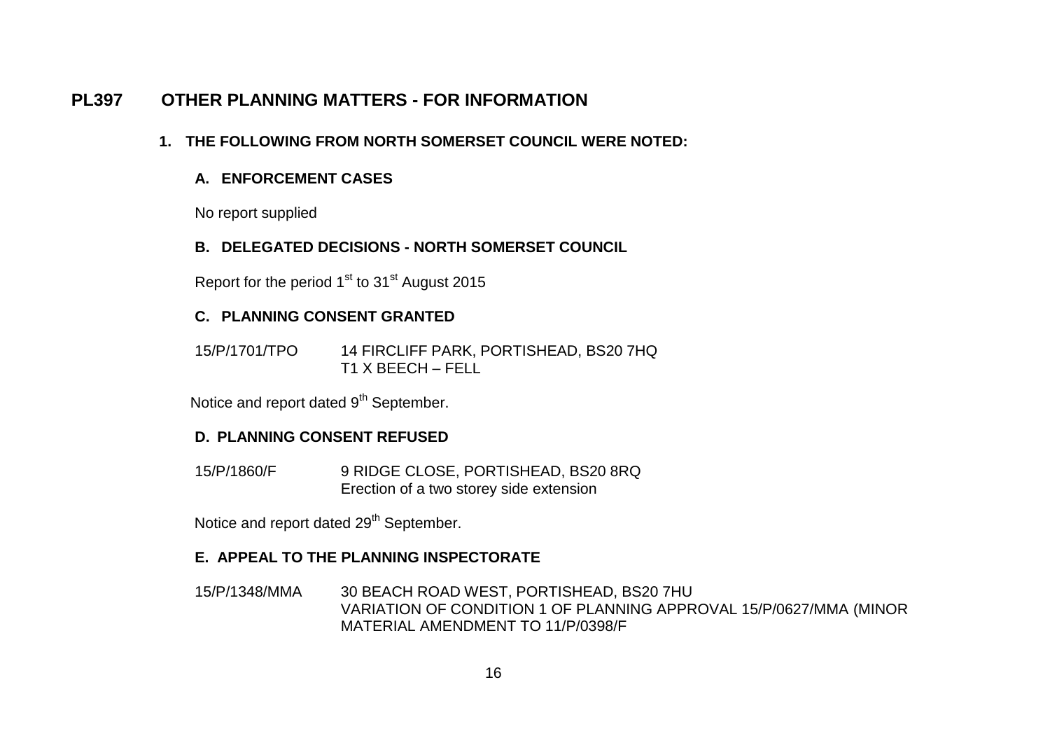## PL397 OTHER PLANNING MATTERS - FOR INFORMATION

### 1. THE FOLLOWING FROM NORTH SOMERSET COUNCIL WERE NOTED:

#### A. ENFORCEMENT CASES

No report supplied

#### B. DELEGATED DECISIONS - NORTH SOMERSET COUNCIL

Report for the period 1st to 31st August 2015

#### C. PLANNING CONSENT GRANTED

15/P/1701/TPO 14 FIRCLIFF PARK, PORTISHEAD, BS20 7HQ
T1 X BEECH – FELL

Notice and report dated 9th September.

#### D. PLANNING CONSENT REFUSED

15/P/1860/F 9 RIDGE CLOSE, PORTISHEAD, BS20 8RQ
Erection of a two storey side extension

Notice and report dated 29th September.

#### E. APPEAL TO THE PLANNING INSPECTORATE

15/P/1348/MMA 30 BEACH ROAD WEST, PORTISHEAD, BS20 7HU
VARIATION OF CONDITION 1 OF PLANNING APPROVAL 15/P/0627/MMA (MINOR MATERIAL AMENDMENT TO 11/P/0398/F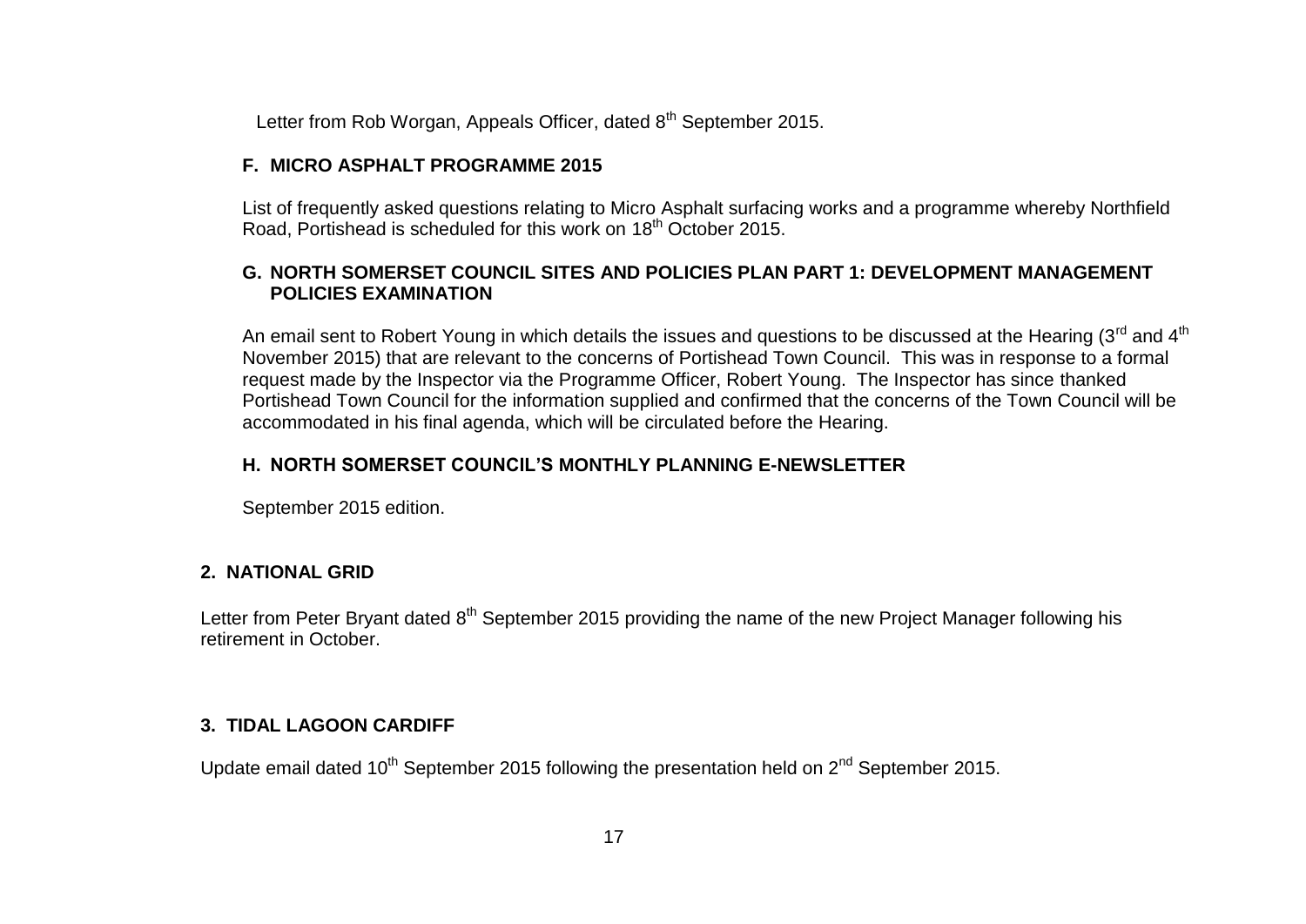Letter from Rob Worgan, Appeals Officer, dated 8th September 2015.

### F. MICRO ASPHALT PROGRAMME 2015

List of frequently asked questions relating to Micro Asphalt surfacing works and a programme whereby Northfield Road, Portishead is scheduled for this work on 18th October 2015.

### G. NORTH SOMERSET COUNCIL SITES AND POLICIES PLAN PART 1: DEVELOPMENT MANAGEMENT POLICIES EXAMINATION

An email sent to Robert Young in which details the issues and questions to be discussed at the Hearing (3rd and 4th November 2015) that are relevant to the concerns of Portishead Town Council. This was in response to a formal request made by the Inspector via the Programme Officer, Robert Young. The Inspector has since thanked Portishead Town Council for the information supplied and confirmed that the concerns of the Town Council will be accommodated in his final agenda, which will be circulated before the Hearing.

### H. NORTH SOMERSET COUNCIL'S MONTHLY PLANNING E-NEWSLETTER

September 2015 edition.

## 2. NATIONAL GRID

Letter from Peter Bryant dated 8th September 2015 providing the name of the new Project Manager following his retirement in October.

## 3. TIDAL LAGOON CARDIFF

Update email dated 10th September 2015 following the presentation held on 2nd September 2015.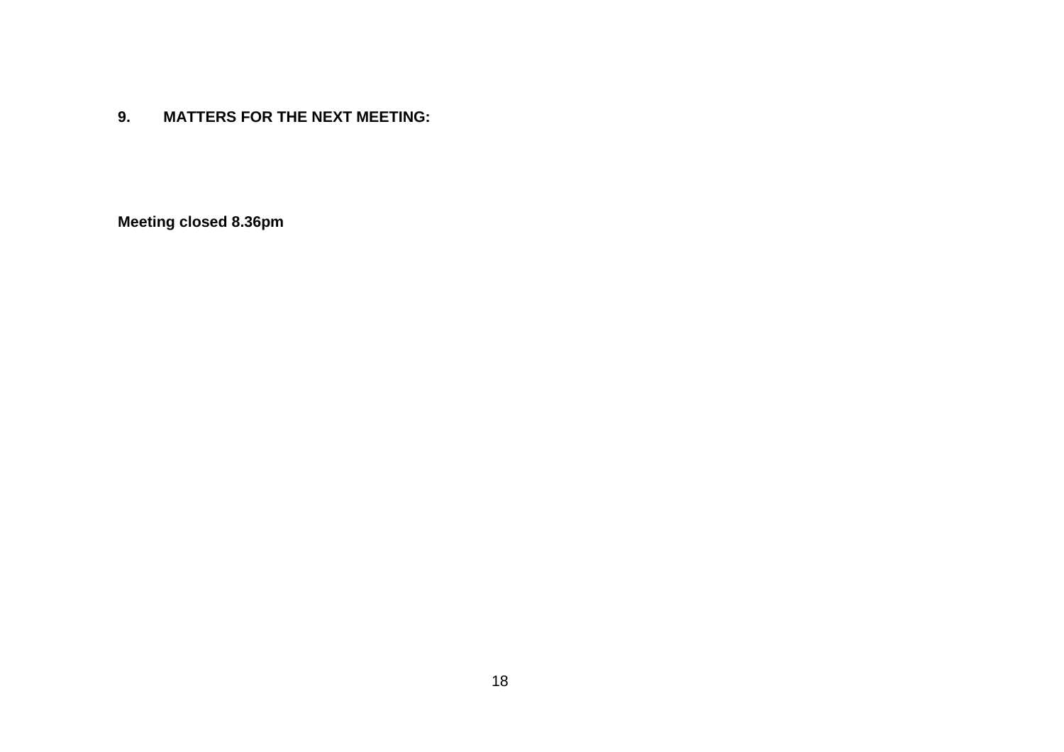**9. MATTERS FOR THE NEXT MEETING:**

**Meeting closed 8.36pm**